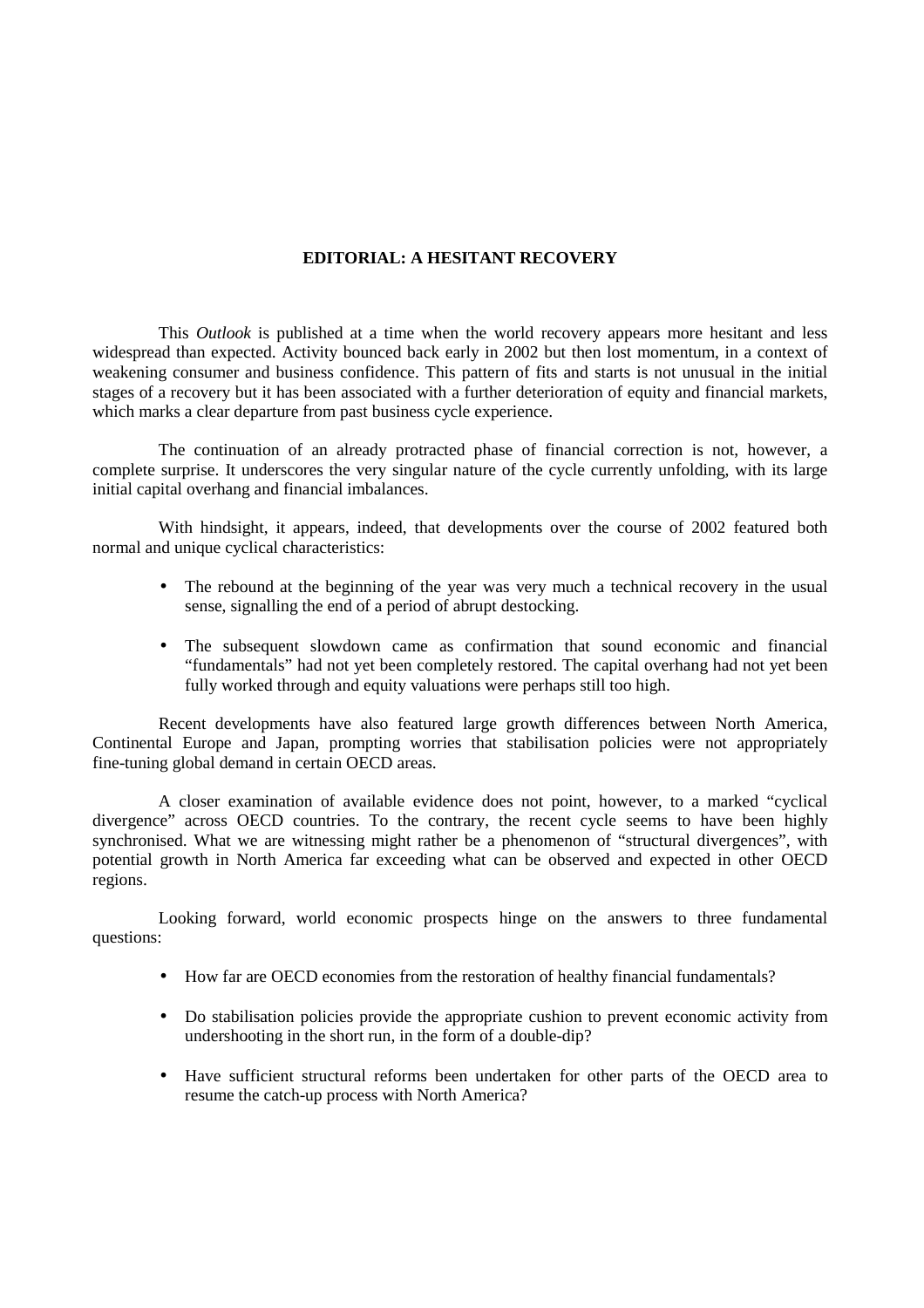# EDITORIAL: A HESITANT RECOVERY

This *Outlook* is published at a time when the world recovery appears more hesitant and less widespread than expected. Activity bounced back early in 2002 but then lost momentum, in a context of weakening consumer and business confidence. This pattern of fits and starts is not unusual in the initial stages of a recovery but it has been associated with a further deterioration of equity and financial markets, which marks a clear departure from past business cycle experience.

The continuation of an already protracted phase of financial correction is not, however, a complete surprise. It underscores the very singular nature of the cycle currently unfolding, with its large initial capital overhang and financial imbalances.

With hindsight, it appears, indeed, that developments over the course of 2002 featured both normal and unique cyclical characteristics:

- The rebound at the beginning of the year was very much a technical recovery in the usual sense, signalling the end of a period of abrupt destocking.
- The subsequent slowdown came as confirmation that sound economic and financial "fundamentals" had not yet been completely restored. The capital overhang had not yet been fully worked through and equity valuations were perhaps still too high.

Recent developments have also featured large growth differences between North America, Continental Europe and Japan, prompting worries that stabilisation policies were not appropriately fine-tuning global demand in certain OECD areas.

A closer examination of available evidence does not point, however, to a marked "cyclical divergence" across OECD countries. To the contrary, the recent cycle seems to have been highly synchronised. What we are witnessing might rather be a phenomenon of "structural divergences", with potential growth in North America far exceeding what can be observed and expected in other OECD regions.

Looking forward, world economic prospects hinge on the answers to three fundamental questions:

- How far are OECD economies from the restoration of healthy financial fundamentals?
- Do stabilisation policies provide the appropriate cushion to prevent economic activity from undershooting in the short run, in the form of a double-dip?
- Have sufficient structural reforms been undertaken for other parts of the OECD area to resume the catch-up process with North America?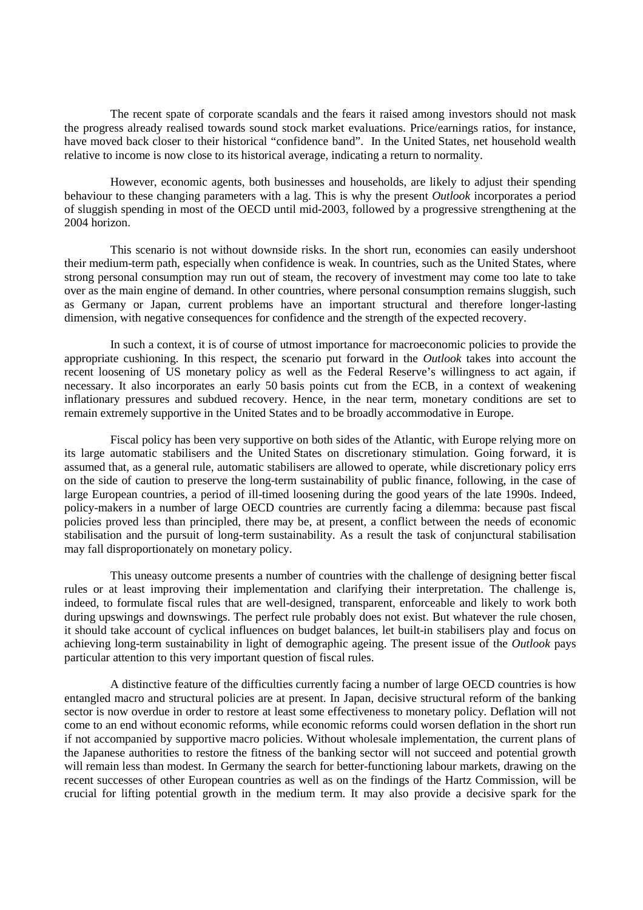The recent spate of corporate scandals and the fears it raised among investors should not mask the progress already realised towards sound stock market evaluations. Price/earnings ratios, for instance, have moved back closer to their historical "confidence band". In the United States, net household wealth relative to income is now close to its historical average, indicating a return to normality.

However, economic agents, both businesses and households, are likely to adjust their spending behaviour to these changing parameters with a lag. This is why the present *Outlook* incorporates a period of sluggish spending in most of the OECD until mid-2003, followed by a progressive strengthening at the 2004 horizon.

This scenario is not without downside risks. In the short run, economies can easily undershoot their medium-term path, especially when confidence is weak. In countries, such as the United States, where strong personal consumption may run out of steam, the recovery of investment may come too late to take over as the main engine of demand. In other countries, where personal consumption remains sluggish, such as Germany or Japan, current problems have an important structural and therefore longer-lasting dimension, with negative consequences for confidence and the strength of the expected recovery.

In such a context, it is of course of utmost importance for macroeconomic policies to provide the appropriate cushioning. In this respect, the scenario put forward in the *Outlook* takes into account the recent loosening of US monetary policy as well as the Federal Reserve's willingness to act again, if necessary. It also incorporates an early 50 basis points cut from the ECB, in a context of weakening inflationary pressures and subdued recovery. Hence, in the near term, monetary conditions are set to remain extremely supportive in the United States and to be broadly accommodative in Europe.

Fiscal policy has been very supportive on both sides of the Atlantic, with Europe relying more on its large automatic stabilisers and the United States on discretionary stimulation. Going forward, it is assumed that, as a general rule, automatic stabilisers are allowed to operate, while discretionary policy errs on the side of caution to preserve the long-term sustainability of public finance, following, in the case of large European countries, a period of ill-timed loosening during the good years of the late 1990s. Indeed, policy-makers in a number of large OECD countries are currently facing a dilemma: because past fiscal policies proved less than principled, there may be, at present, a conflict between the needs of economic stabilisation and the pursuit of long-term sustainability. As a result the task of conjunctural stabilisation may fall disproportionately on monetary policy.

This uneasy outcome presents a number of countries with the challenge of designing better fiscal rules or at least improving their implementation and clarifying their interpretation. The challenge is, indeed, to formulate fiscal rules that are well-designed, transparent, enforceable and likely to work both during upswings and downswings. The perfect rule probably does not exist. But whatever the rule chosen, it should take account of cyclical influences on budget balances, let built-in stabilisers play and focus on achieving long-term sustainability in light of demographic ageing. The present issue of the *Outlook* pays particular attention to this very important question of fiscal rules.

A distinctive feature of the difficulties currently facing a number of large OECD countries is how entangled macro and structural policies are at present. In Japan, decisive structural reform of the banking sector is now overdue in order to restore at least some effectiveness to monetary policy. Deflation will not come to an end without economic reforms, while economic reforms could worsen deflation in the short run if not accompanied by supportive macro policies. Without wholesale implementation, the current plans of the Japanese authorities to restore the fitness of the banking sector will not succeed and potential growth will remain less than modest. In Germany the search for better-functioning labour markets, drawing on the recent successes of other European countries as well as on the findings of the Hartz Commission, will be crucial for lifting potential growth in the medium term. It may also provide a decisive spark for the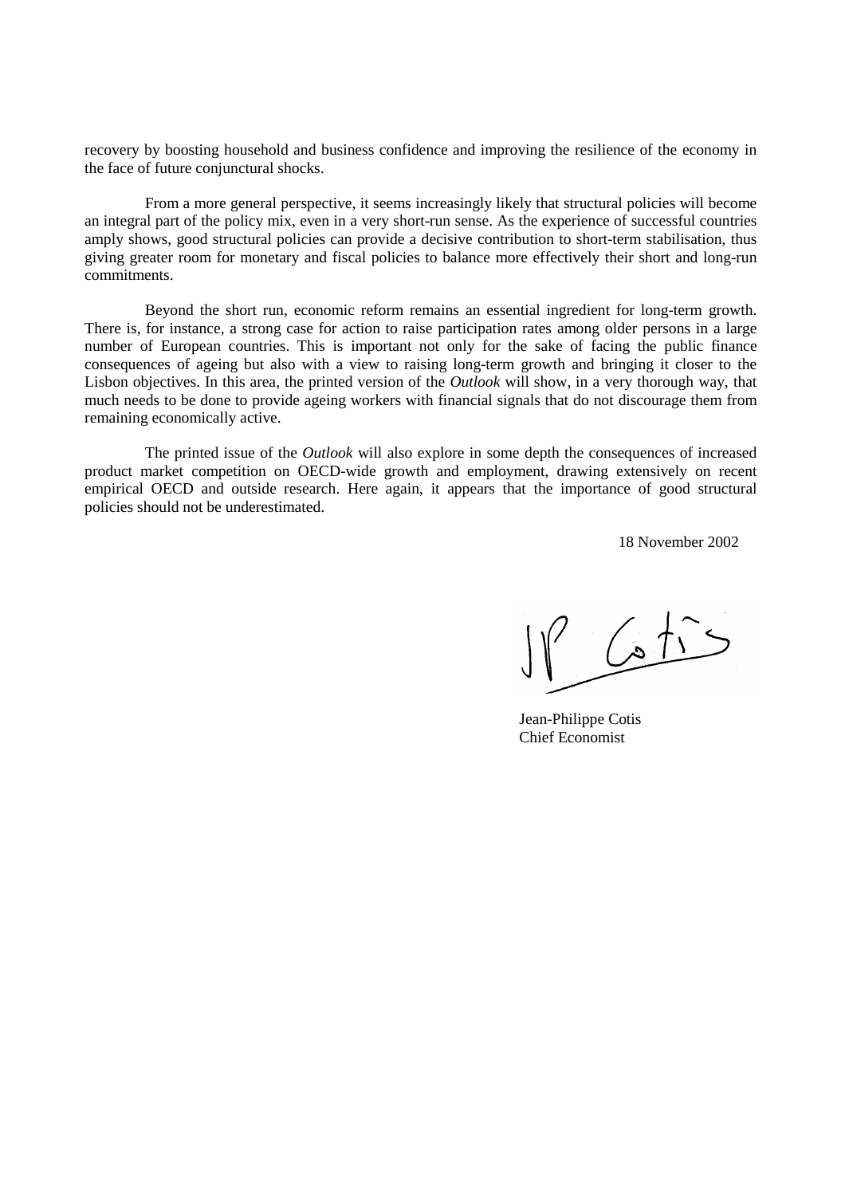recovery by boosting household and business confidence and improving the resilience of the economy in the face of future conjunctural shocks.

From a more general perspective, it seems increasingly likely that structural policies will become an integral part of the policy mix, even in a very short-run sense. As the experience of successful countries amply shows, good structural policies can provide a decisive contribution to short-term stabilisation, thus giving greater room for monetary and fiscal policies to balance more effectively their short and long-run commitments.

Beyond the short run, economic reform remains an essential ingredient for long-term growth. There is, for instance, a strong case for action to raise participation rates among older persons in a large number of European countries. This is important not only for the sake of facing the public finance consequences of ageing but also with a view to raising long-term growth and bringing it closer to the Lisbon objectives. In this area, the printed version of the *Outlook* will show, in a very thorough way, that much needs to be done to provide ageing workers with financial signals that do not discourage them from remaining economically active.

The printed issue of the *Outlook* will also explore in some depth the consequences of increased product market competition on OECD-wide growth and employment, drawing extensively on recent empirical OECD and outside research. Here again, it appears that the importance of good structural policies should not be underestimated.

18 November 2002

Jean-Philippe Cotis
Chief Economist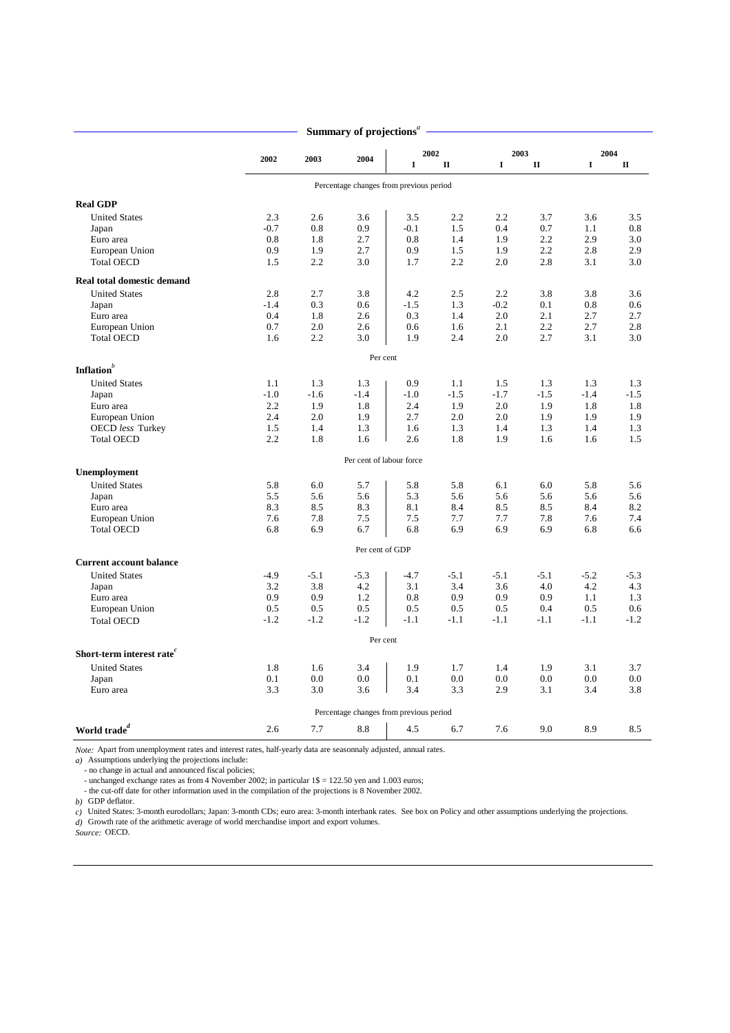## Summary of projections[a]

| | 2002 | 2003 | 2004 | 2002 I | 2002 II | 2003 I | 2003 II | 2004 I | 2004 II |
|---|---|---|---|---|---|---|---|---|---|
| | Percentage changes from previous period | | | | | | | | |
| **Real GDP** | | | | | | | | | |
| United States | 2.3 | 2.6 | 3.6 | 3.5 | 2.2 | 2.2 | 3.7 | 3.6 | 3.5 |
| Japan | -0.7 | 0.8 | 0.9 | -0.1 | 1.5 | 0.4 | 0.7 | 1.1 | 0.8 |
| Euro area | 0.8 | 1.8 | 2.7 | 0.8 | 1.4 | 1.9 | 2.2 | 2.9 | 3.0 |
| European Union | 0.9 | 1.9 | 2.7 | 0.9 | 1.5 | 1.9 | 2.2 | 2.8 | 2.9 |
| Total OECD | 1.5 | 2.2 | 3.0 | 1.7 | 2.2 | 2.0 | 2.8 | 3.1 | 3.0 |
| **Real total domestic demand** | | | | | | | | | |
| United States | 2.8 | 2.7 | 3.8 | 4.2 | 2.5 | 2.2 | 3.8 | 3.8 | 3.6 |
| Japan | -1.4 | 0.3 | 0.6 | -1.5 | 1.3 | -0.2 | 0.1 | 0.8 | 0.6 |
| Euro area | 0.4 | 1.8 | 2.6 | 0.3 | 1.4 | 2.0 | 2.1 | 2.7 | 2.7 |
| European Union | 0.7 | 2.0 | 2.6 | 0.6 | 1.6 | 2.1 | 2.2 | 2.7 | 2.8 |
| Total OECD | 1.6 | 2.2 | 3.0 | 1.9 | 2.4 | 2.0 | 2.7 | 3.1 | 3.0 |
| | Per cent | | | | | | | | |
| **Inflation**[b] | | | | | | | | | |
| United States | 1.1 | 1.3 | 1.3 | 0.9 | 1.1 | 1.5 | 1.3 | 1.3 | 1.3 |
| Japan | -1.0 | -1.6 | -1.4 | -1.0 | -1.5 | -1.7 | -1.5 | -1.4 | -1.5 |
| Euro area | 2.2 | 1.9 | 1.8 | 2.4 | 1.9 | 2.0 | 1.9 | 1.8 | 1.8 |
| European Union | 2.4 | 2.0 | 1.9 | 2.7 | 2.0 | 2.0 | 1.9 | 1.9 | 1.9 |
| OECD *less* Turkey | 1.5 | 1.4 | 1.3 | 1.6 | 1.3 | 1.4 | 1.3 | 1.4 | 1.3 |
| Total OECD | 2.2 | 1.8 | 1.6 | 2.6 | 1.8 | 1.9 | 1.6 | 1.6 | 1.5 |
| | Per cent of labour force | | | | | | | | |
| **Unemployment** | | | | | | | | | |
| United States | 5.8 | 6.0 | 5.7 | 5.8 | 5.8 | 6.1 | 6.0 | 5.8 | 5.6 |
| Japan | 5.5 | 5.6 | 5.6 | 5.3 | 5.6 | 5.6 | 5.6 | 5.6 | 5.6 |
| Euro area | 8.3 | 8.5 | 8.3 | 8.1 | 8.4 | 8.5 | 8.5 | 8.4 | 8.2 |
| European Union | 7.6 | 7.8 | 7.5 | 7.5 | 7.7 | 7.7 | 7.8 | 7.6 | 7.4 |
| Total OECD | 6.8 | 6.9 | 6.7 | 6.8 | 6.9 | 6.9 | 6.9 | 6.8 | 6.6 |
| | Per cent of GDP | | | | | | | | |
| **Current account balance** | | | | | | | | | |
| United States | -4.9 | -5.1 | -5.3 | -4.7 | -5.1 | -5.1 | -5.1 | -5.2 | -5.3 |
| Japan | 3.2 | 3.8 | 4.2 | 3.1 | 3.4 | 3.6 | 4.0 | 4.2 | 4.3 |
| Euro area | 0.9 | 0.9 | 1.2 | 0.8 | 0.9 | 0.9 | 0.9 | 1.1 | 1.3 |
| European Union | 0.5 | 0.5 | 0.5 | 0.5 | 0.5 | 0.5 | 0.4 | 0.5 | 0.6 |
| Total OECD | -1.2 | -1.2 | -1.2 | -1.1 | -1.1 | -1.1 | -1.1 | -1.1 | -1.2 |
| | Per cent | | | | | | | | |
| **Short-term interest rate**[c] | | | | | | | | | |
| United States | 1.8 | 1.6 | 3.4 | 1.9 | 1.7 | 1.4 | 1.9 | 3.1 | 3.7 |
| Japan | 0.1 | 0.0 | 0.0 | 0.1 | 0.0 | 0.0 | 0.0 | 0.0 | 0.0 |
| Euro area | 3.3 | 3.0 | 3.6 | 3.4 | 3.3 | 2.9 | 3.1 | 3.4 | 3.8 |
| | Percentage changes from previous period | | | | | | | | |
| **World trade**[d] | 2.6 | 7.7 | 8.8 | 4.5 | 6.7 | 7.6 | 9.0 | 8.9 | 8.5 |

*Note:* Apart from unemployment rates and interest rates, half-yearly data are seasonnaly adjusted, annual rates.

*a)* Assumptions underlying the projections include:

- no change in actual and announced fiscal policies;
- unchanged exchange rates as from 4 November 2002; in particular 1$ = 122.50 yen and 1.003 euros;
- the cut-off date for other information used in the compilation of the projections is 8 November 2002.

*b)* GDP deflator.

*c)* United States: 3-month eurodollars; Japan: 3-month CDs; euro area: 3-month interbank rates. See box on Policy and other assumptions underlying the projections.

*d)* Growth rate of the arithmetic average of world merchandise import and export volumes.

*Source:* OECD.